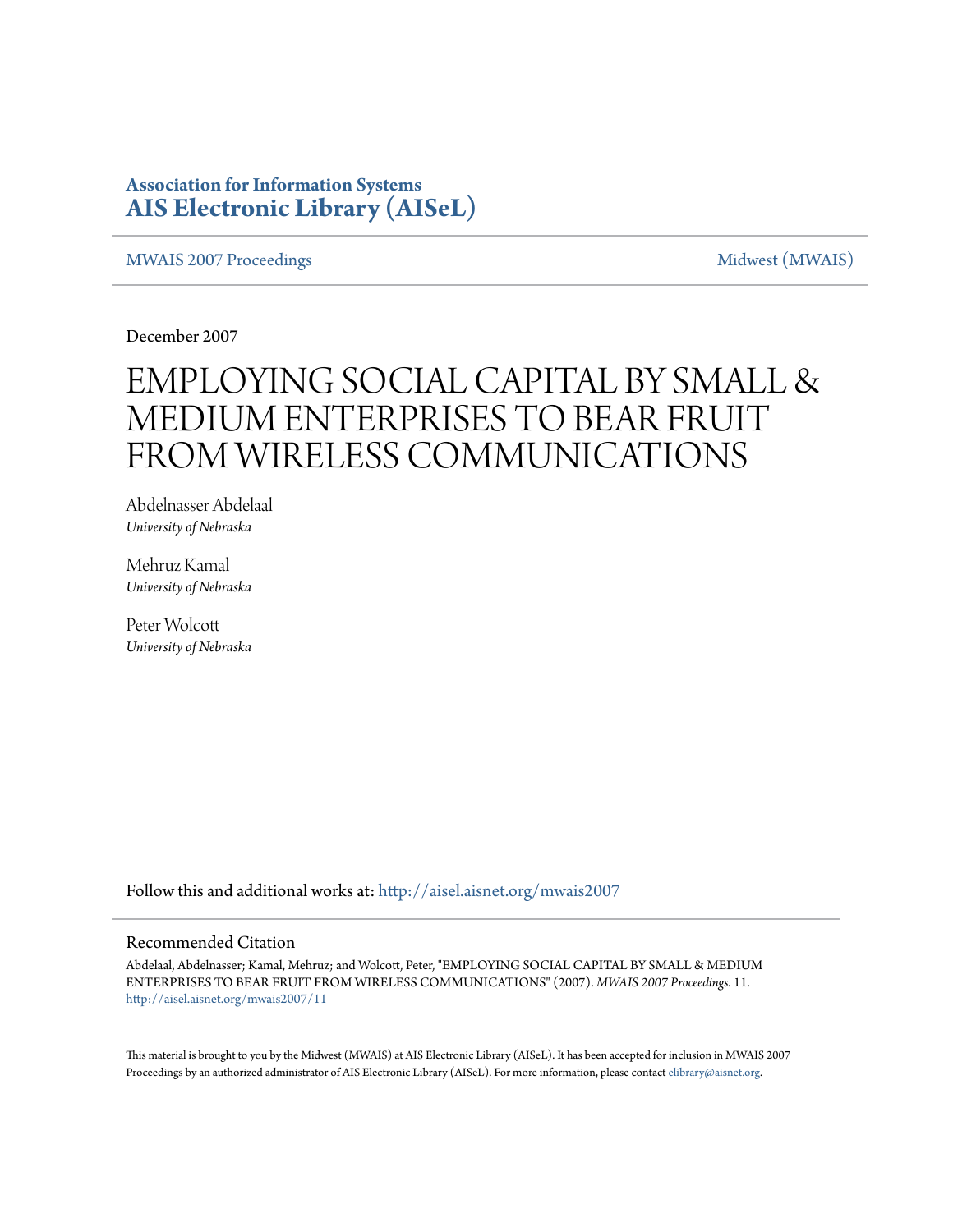**Association for Information Systems**
**AIS Electronic Library (AISeL)**

MWAIS 2007 Proceedings | Midwest (MWAIS)

December 2007

# EMPLOYING SOCIAL CAPITAL BY SMALL & MEDIUM ENTERPRISES TO BEAR FRUIT FROM WIRELESS COMMUNICATIONS

Abdelnasser Abdelaal
*University of Nebraska*

Mehruz Kamal
*University of Nebraska*

Peter Wolcott
*University of Nebraska*

Follow this and additional works at: http://aisel.aisnet.org/mwais2007

## Recommended Citation

Abdelaal, Abdelnasser; Kamal, Mehruz; and Wolcott, Peter, "EMPLOYING SOCIAL CAPITAL BY SMALL & MEDIUM ENTERPRISES TO BEAR FRUIT FROM WIRELESS COMMUNICATIONS" (2007). *MWAIS 2007 Proceedings*. 11.
http://aisel.aisnet.org/mwais2007/11

This material is brought to you by the Midwest (MWAIS) at AIS Electronic Library (AISeL). It has been accepted for inclusion in MWAIS 2007 Proceedings by an authorized administrator of AIS Electronic Library (AISeL). For more information, please contact elibrary@aisnet.org.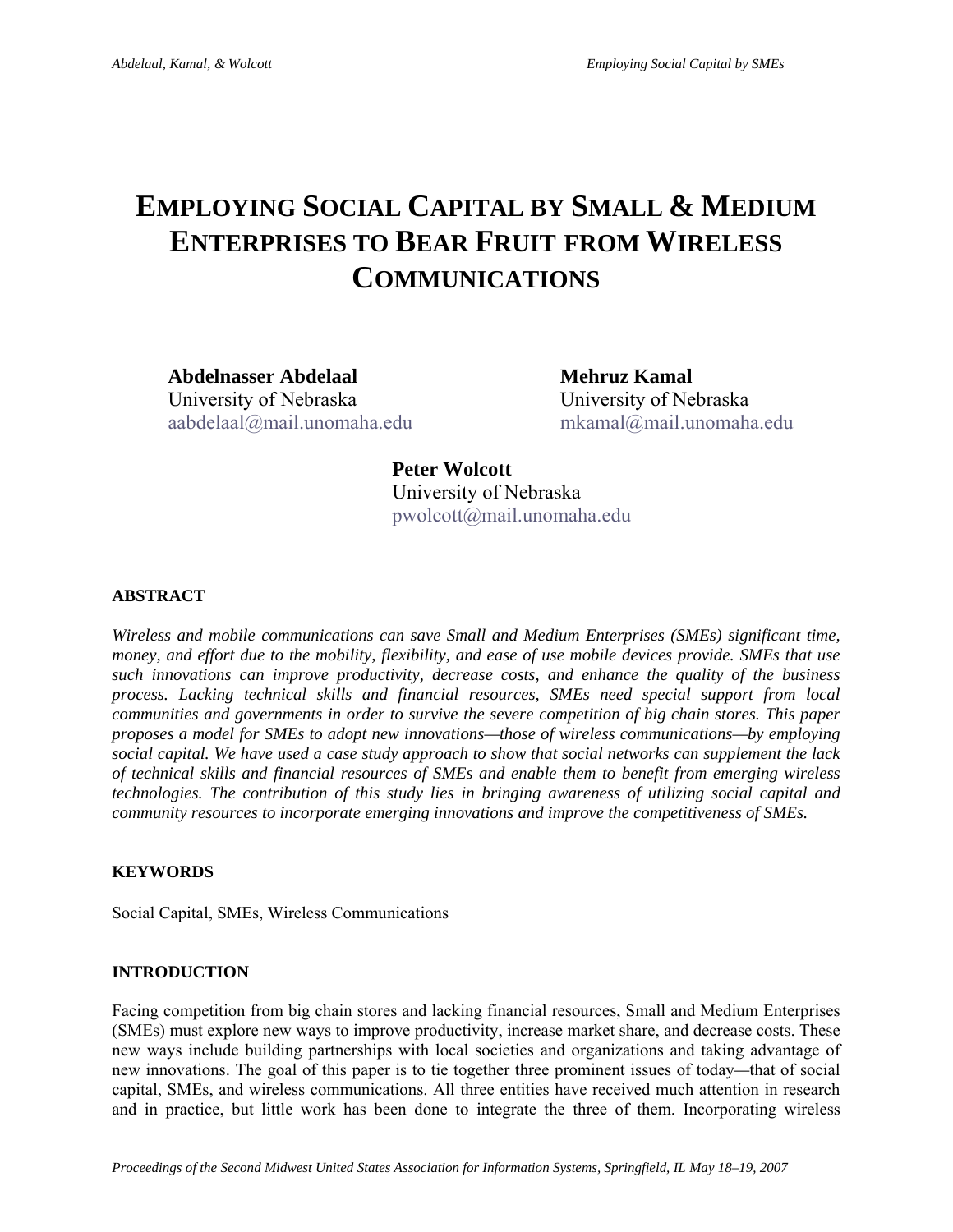# EMPLOYING SOCIAL CAPITAL BY SMALL & MEDIUM ENTERPRISES TO BEAR FRUIT FROM WIRELESS COMMUNICATIONS

**Abdelnasser Abdelaal**
University of Nebraska
aabdelaal@mail.unomaha.edu

**Mehruz Kamal**
University of Nebraska
mkamal@mail.unomaha.edu

**Peter Wolcott**
University of Nebraska
pwolcott@mail.unomaha.edu

## ABSTRACT

*Wireless and mobile communications can save Small and Medium Enterprises (SMEs) significant time, money, and effort due to the mobility, flexibility, and ease of use mobile devices provide. SMEs that use such innovations can improve productivity, decrease costs, and enhance the quality of the business process. Lacking technical skills and financial resources, SMEs need special support from local communities and governments in order to survive the severe competition of big chain stores. This paper proposes a model for SMEs to adopt new innovations—those of wireless communications—by employing social capital. We have used a case study approach to show that social networks can supplement the lack of technical skills and financial resources of SMEs and enable them to benefit from emerging wireless technologies. The contribution of this study lies in bringing awareness of utilizing social capital and community resources to incorporate emerging innovations and improve the competitiveness of SMEs.*

## KEYWORDS

Social Capital, SMEs, Wireless Communications

## INTRODUCTION

Facing competition from big chain stores and lacking financial resources, Small and Medium Enterprises (SMEs) must explore new ways to improve productivity, increase market share, and decrease costs. These new ways include building partnerships with local societies and organizations and taking advantage of new innovations. The goal of this paper is to tie together three prominent issues of today—that of social capital, SMEs, and wireless communications. All three entities have received much attention in research and in practice, but little work has been done to integrate the three of them. Incorporating wireless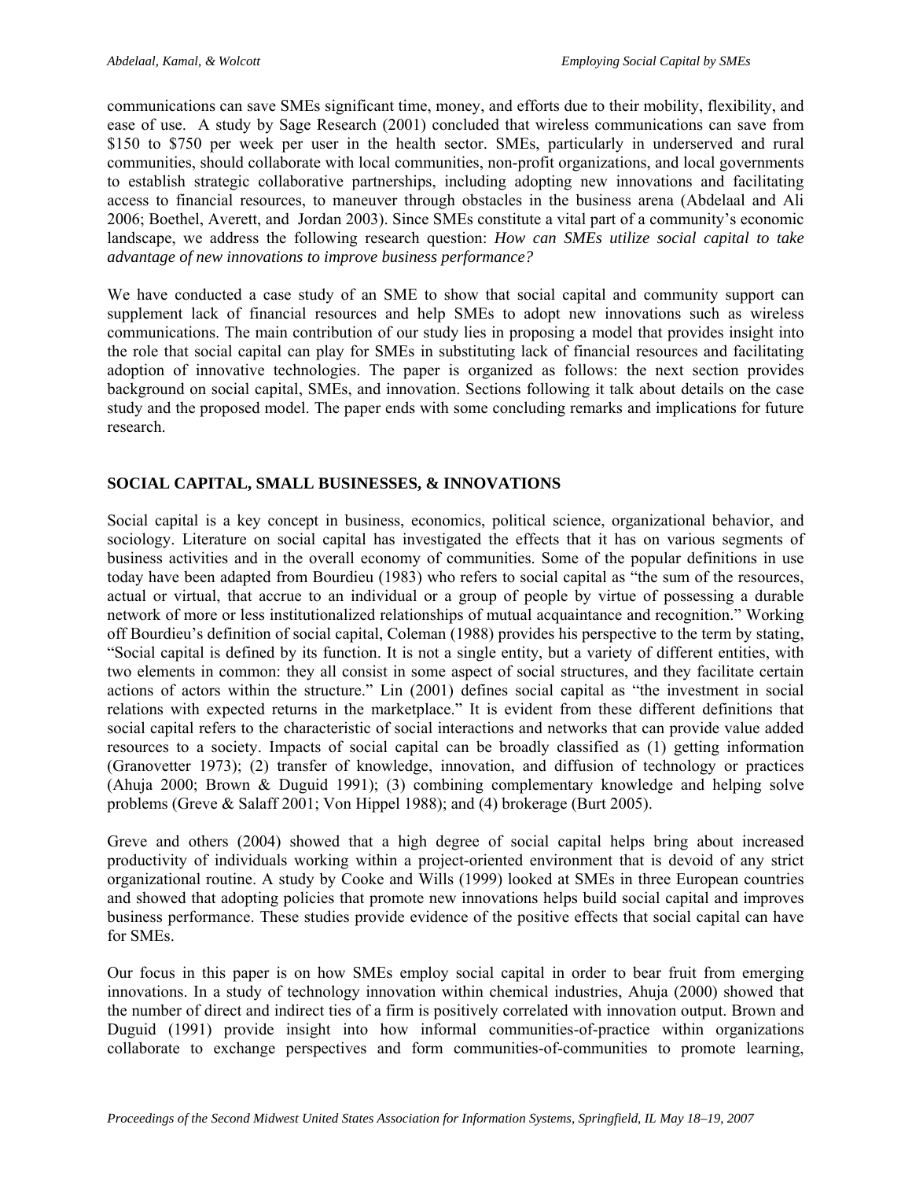communications can save SMEs significant time, money, and efforts due to their mobility, flexibility, and ease of use. A study by Sage Research (2001) concluded that wireless communications can save from $150 to $750 per week per user in the health sector. SMEs, particularly in underserved and rural communities, should collaborate with local communities, non-profit organizations, and local governments to establish strategic collaborative partnerships, including adopting new innovations and facilitating access to financial resources, to maneuver through obstacles in the business arena (Abdelaal and Ali 2006; Boethel, Averett, and Jordan 2003). Since SMEs constitute a vital part of a community's economic landscape, we address the following research question: *How can SMEs utilize social capital to take advantage of new innovations to improve business performance?*

We have conducted a case study of an SME to show that social capital and community support can supplement lack of financial resources and help SMEs to adopt new innovations such as wireless communications. The main contribution of our study lies in proposing a model that provides insight into the role that social capital can play for SMEs in substituting lack of financial resources and facilitating adoption of innovative technologies. The paper is organized as follows: the next section provides background on social capital, SMEs, and innovation. Sections following it talk about details on the case study and the proposed model. The paper ends with some concluding remarks and implications for future research.

## SOCIAL CAPITAL, SMALL BUSINESSES, & INNOVATIONS

Social capital is a key concept in business, economics, political science, organizational behavior, and sociology. Literature on social capital has investigated the effects that it has on various segments of business activities and in the overall economy of communities. Some of the popular definitions in use today have been adapted from Bourdieu (1983) who refers to social capital as "the sum of the resources, actual or virtual, that accrue to an individual or a group of people by virtue of possessing a durable network of more or less institutionalized relationships of mutual acquaintance and recognition." Working off Bourdieu's definition of social capital, Coleman (1988) provides his perspective to the term by stating, "Social capital is defined by its function. It is not a single entity, but a variety of different entities, with two elements in common: they all consist in some aspect of social structures, and they facilitate certain actions of actors within the structure." Lin (2001) defines social capital as "the investment in social relations with expected returns in the marketplace." It is evident from these different definitions that social capital refers to the characteristic of social interactions and networks that can provide value added resources to a society. Impacts of social capital can be broadly classified as (1) getting information (Granovetter 1973); (2) transfer of knowledge, innovation, and diffusion of technology or practices (Ahuja 2000; Brown & Duguid 1991); (3) combining complementary knowledge and helping solve problems (Greve & Salaff 2001; Von Hippel 1988); and (4) brokerage (Burt 2005).

Greve and others (2004) showed that a high degree of social capital helps bring about increased productivity of individuals working within a project-oriented environment that is devoid of any strict organizational routine. A study by Cooke and Wills (1999) looked at SMEs in three European countries and showed that adopting policies that promote new innovations helps build social capital and improves business performance. These studies provide evidence of the positive effects that social capital can have for SMEs.

Our focus in this paper is on how SMEs employ social capital in order to bear fruit from emerging innovations. In a study of technology innovation within chemical industries, Ahuja (2000) showed that the number of direct and indirect ties of a firm is positively correlated with innovation output. Brown and Duguid (1991) provide insight into how informal communities-of-practice within organizations collaborate to exchange perspectives and form communities-of-communities to promote learning,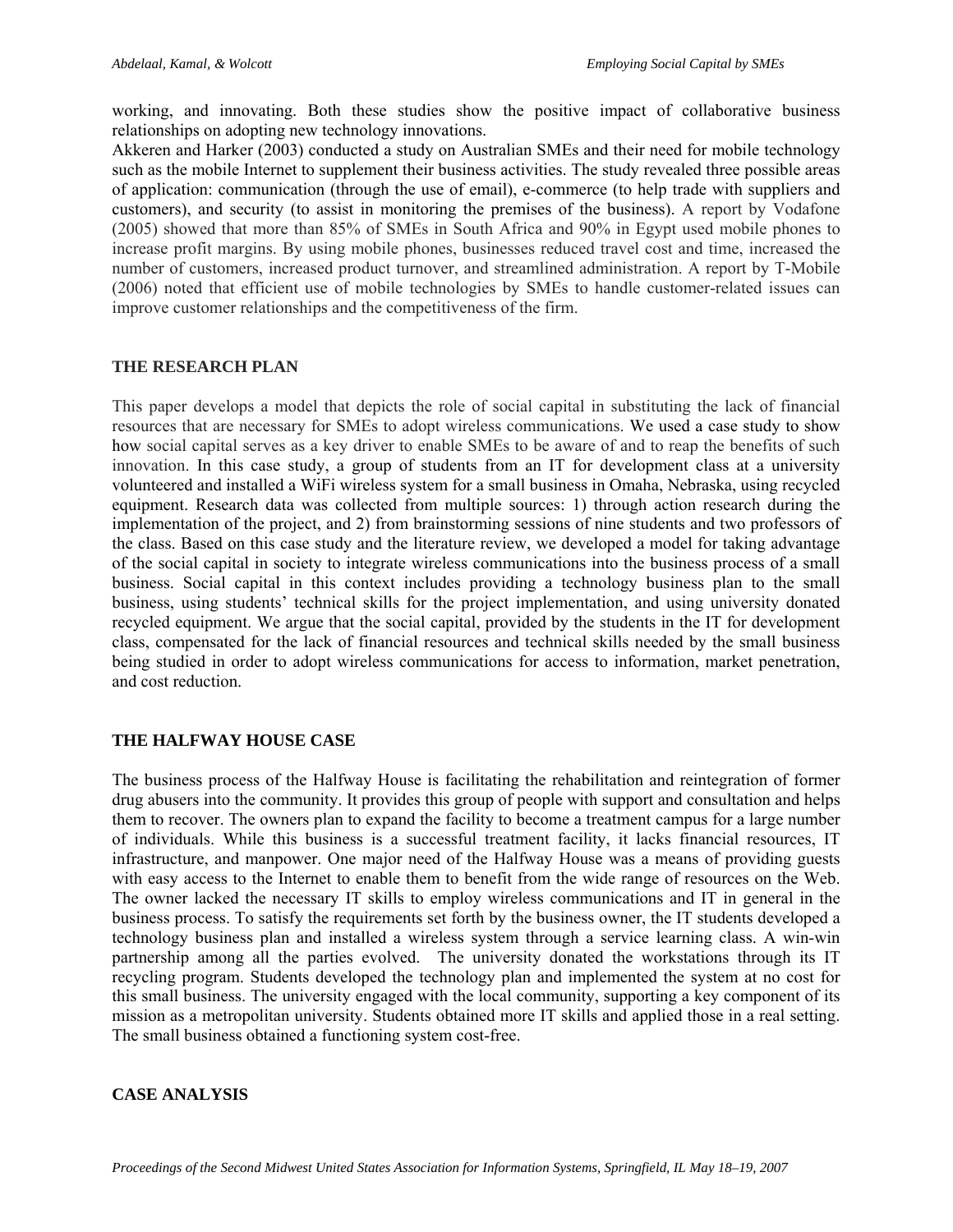working, and innovating. Both these studies show the positive impact of collaborative business relationships on adopting new technology innovations.

Akkeren and Harker (2003) conducted a study on Australian SMEs and their need for mobile technology such as the mobile Internet to supplement their business activities. The study revealed three possible areas of application: communication (through the use of email), e-commerce (to help trade with suppliers and customers), and security (to assist in monitoring the premises of the business). A report by Vodafone (2005) showed that more than 85% of SMEs in South Africa and 90% in Egypt used mobile phones to increase profit margins. By using mobile phones, businesses reduced travel cost and time, increased the number of customers, increased product turnover, and streamlined administration. A report by T-Mobile (2006) noted that efficient use of mobile technologies by SMEs to handle customer-related issues can improve customer relationships and the competitiveness of the firm.

## THE RESEARCH PLAN

This paper develops a model that depicts the role of social capital in substituting the lack of financial resources that are necessary for SMEs to adopt wireless communications. We used a case study to show how social capital serves as a key driver to enable SMEs to be aware of and to reap the benefits of such innovation. In this case study, a group of students from an IT for development class at a university volunteered and installed a WiFi wireless system for a small business in Omaha, Nebraska, using recycled equipment. Research data was collected from multiple sources: 1) through action research during the implementation of the project, and 2) from brainstorming sessions of nine students and two professors of the class. Based on this case study and the literature review, we developed a model for taking advantage of the social capital in society to integrate wireless communications into the business process of a small business. Social capital in this context includes providing a technology business plan to the small business, using students' technical skills for the project implementation, and using university donated recycled equipment. We argue that the social capital, provided by the students in the IT for development class, compensated for the lack of financial resources and technical skills needed by the small business being studied in order to adopt wireless communications for access to information, market penetration, and cost reduction.

## THE HALFWAY HOUSE CASE

The business process of the Halfway House is facilitating the rehabilitation and reintegration of former drug abusers into the community. It provides this group of people with support and consultation and helps them to recover. The owners plan to expand the facility to become a treatment campus for a large number of individuals. While this business is a successful treatment facility, it lacks financial resources, IT infrastructure, and manpower. One major need of the Halfway House was a means of providing guests with easy access to the Internet to enable them to benefit from the wide range of resources on the Web. The owner lacked the necessary IT skills to employ wireless communications and IT in general in the business process. To satisfy the requirements set forth by the business owner, the IT students developed a technology business plan and installed a wireless system through a service learning class. A win-win partnership among all the parties evolved. The university donated the workstations through its IT recycling program. Students developed the technology plan and implemented the system at no cost for this small business. The university engaged with the local community, supporting a key component of its mission as a metropolitan university. Students obtained more IT skills and applied those in a real setting. The small business obtained a functioning system cost-free.

## CASE ANALYSIS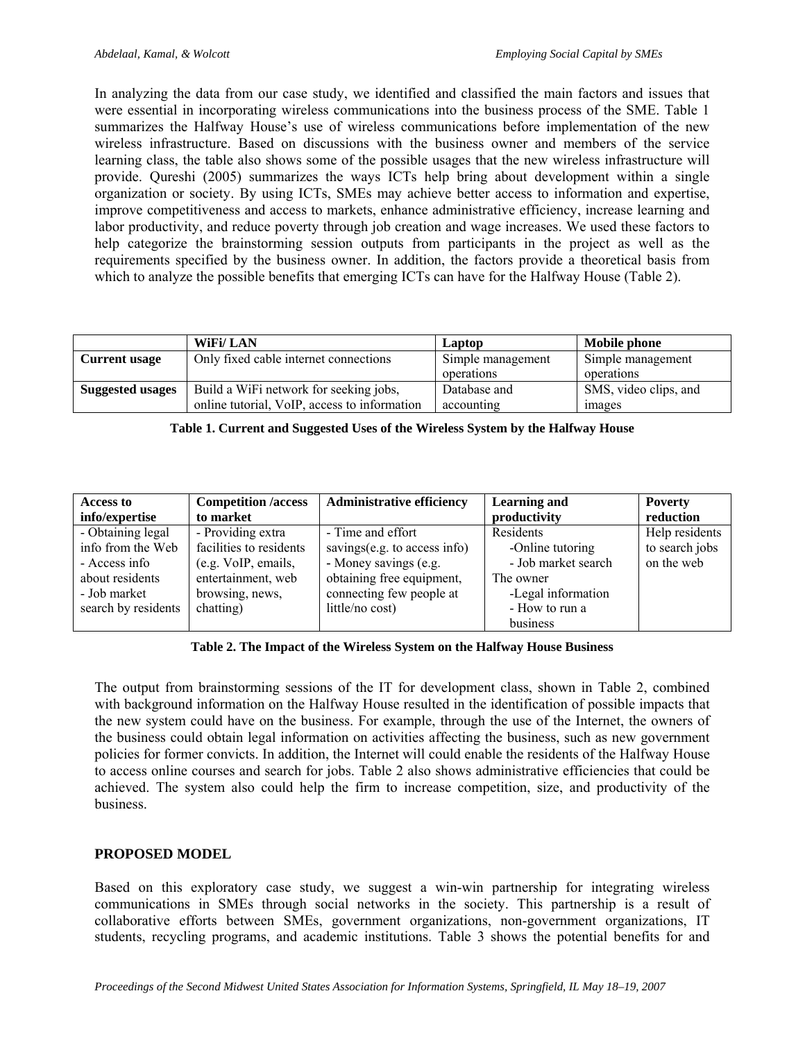In analyzing the data from our case study, we identified and classified the main factors and issues that were essential in incorporating wireless communications into the business process of the SME. Table 1 summarizes the Halfway House's use of wireless communications before implementation of the new wireless infrastructure. Based on discussions with the business owner and members of the service learning class, the table also shows some of the possible usages that the new wireless infrastructure will provide. Qureshi (2005) summarizes the ways ICTs help bring about development within a single organization or society. By using ICTs, SMEs may achieve better access to information and expertise, improve competitiveness and access to markets, enhance administrative efficiency, increase learning and labor productivity, and reduce poverty through job creation and wage increases. We used these factors to help categorize the brainstorming session outputs from participants in the project as well as the requirements specified by the business owner. In addition, the factors provide a theoretical basis from which to analyze the possible benefits that emerging ICTs can have for the Halfway House (Table 2).

| | **WiFi/ LAN** | **Laptop** | **Mobile phone** |
|---|---|---|---|
| **Current usage** | Only fixed cable internet connections | Simple management operations | Simple management operations |
| **Suggested usages** | Build a WiFi network for seeking jobs, online tutorial, VoIP, access to information | Database and accounting | SMS, video clips, and images |

**Table 1. Current and Suggested Uses of the Wireless System by the Halfway House**

| **Access to info/expertise** | **Competition /access to market** | **Administrative efficiency** | **Learning and productivity** | **Poverty reduction** |
|---|---|---|---|---|
| - Obtaining legal info from the Web<br>- Access info about residents<br>- Job market search by residents | - Providing extra facilities to residents (e.g. VoIP, emails, entertainment, web browsing, news, chatting) | - Time and effort savings(e.g. to access info)<br>- Money savings (e.g. obtaining free equipment, connecting few people at little/no cost) | Residents<br>-Online tutoring<br>- Job market search<br>The owner<br>-Legal information<br>- How to run a business | Help residents to search jobs on the web |

**Table 2. The Impact of the Wireless System on the Halfway House Business**

The output from brainstorming sessions of the IT for development class, shown in Table 2, combined with background information on the Halfway House resulted in the identification of possible impacts that the new system could have on the business. For example, through the use of the Internet, the owners of the business could obtain legal information on activities affecting the business, such as new government policies for former convicts. In addition, the Internet will could enable the residents of the Halfway House to access online courses and search for jobs. Table 2 also shows administrative efficiencies that could be achieved. The system also could help the firm to increase competition, size, and productivity of the business.

## PROPOSED MODEL

Based on this exploratory case study, we suggest a win-win partnership for integrating wireless communications in SMEs through social networks in the society. This partnership is a result of collaborative efforts between SMEs, government organizations, non-government organizations, IT students, recycling programs, and academic institutions. Table 3 shows the potential benefits for and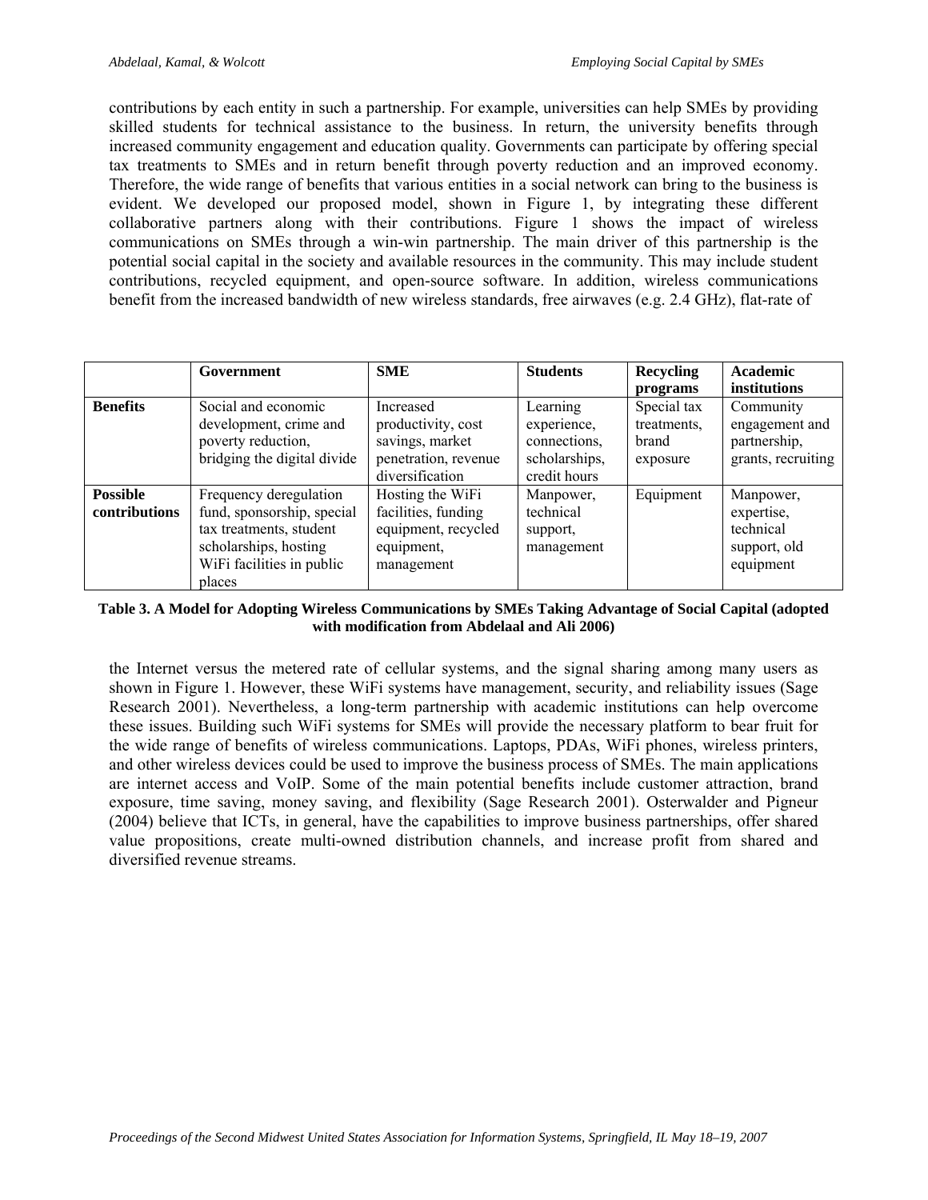contributions by each entity in such a partnership. For example, universities can help SMEs by providing skilled students for technical assistance to the business. In return, the university benefits through increased community engagement and education quality. Governments can participate by offering special tax treatments to SMEs and in return benefit through poverty reduction and an improved economy. Therefore, the wide range of benefits that various entities in a social network can bring to the business is evident. We developed our proposed model, shown in Figure 1, by integrating these different collaborative partners along with their contributions. Figure 1 shows the impact of wireless communications on SMEs through a win-win partnership. The main driver of this partnership is the potential social capital in the society and available resources in the community. This may include student contributions, recycled equipment, and open-source software. In addition, wireless communications benefit from the increased bandwidth of new wireless standards, free airwaves (e.g. 2.4 GHz), flat-rate of

| | **Government** | **SME** | **Students** | **Recycling programs** | **Academic institutions** |
|---|---|---|---|---|---|
| **Benefits** | Social and economic development, crime and poverty reduction, bridging the digital divide | Increased productivity, cost savings, market penetration, revenue diversification | Learning experience, connections, scholarships, credit hours | Special tax treatments, brand exposure | Community engagement and partnership, grants, recruiting |
| **Possible contributions** | Frequency deregulation fund, sponsorship, special tax treatments, student scholarships, hosting WiFi facilities in public places | Hosting the WiFi facilities, funding equipment, recycled equipment, management | Manpower, technical support, management | Equipment | Manpower, expertise, technical support, old equipment |

**Table 3. A Model for Adopting Wireless Communications by SMEs Taking Advantage of Social Capital (adopted with modification from Abdelaal and Ali 2006)**

the Internet versus the metered rate of cellular systems, and the signal sharing among many users as shown in Figure 1. However, these WiFi systems have management, security, and reliability issues (Sage Research 2001). Nevertheless, a long-term partnership with academic institutions can help overcome these issues. Building such WiFi systems for SMEs will provide the necessary platform to bear fruit for the wide range of benefits of wireless communications. Laptops, PDAs, WiFi phones, wireless printers, and other wireless devices could be used to improve the business process of SMEs. The main applications are internet access and VoIP. Some of the main potential benefits include customer attraction, brand exposure, time saving, money saving, and flexibility (Sage Research 2001). Osterwalder and Pigneur (2004) believe that ICTs, in general, have the capabilities to improve business partnerships, offer shared value propositions, create multi-owned distribution channels, and increase profit from shared and diversified revenue streams.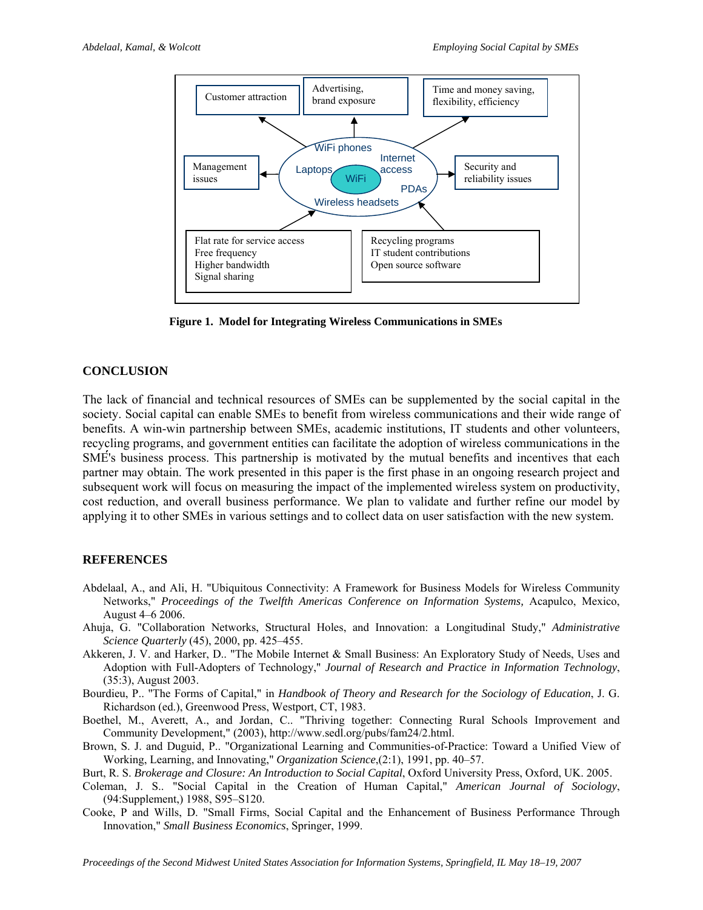Customer attraction

Advertising, brand exposure

Time and money saving, flexibility, efficiency

Management issues

WiFi phones

Internet access

Laptops

WiFi

PDAs

Wireless headsets

Security and reliability issues

Flat rate for service access
Free frequency
Higher bandwidth
Signal sharing

Recycling programs
IT student contributions
Open source software

**Figure 1. Model for Integrating Wireless Communications in SMEs**

## CONCLUSION

The lack of financial and technical resources of SMEs can be supplemented by the social capital in the society. Social capital can enable SMEs to benefit from wireless communications and their wide range of benefits. A win-win partnership between SMEs, academic institutions, IT students and other volunteers, recycling programs, and government entities can facilitate the adoption of wireless communications in the SME's business process. This partnership is motivated by the mutual benefits and incentives that each partner may obtain. The work presented in this paper is the first phase in an ongoing research project and subsequent work will focus on measuring the impact of the implemented wireless system on productivity, cost reduction, and overall business performance. We plan to validate and further refine our model by applying it to other SMEs in various settings and to collect data on user satisfaction with the new system.

## REFERENCES

Abdelaal, A., and Ali, H. "Ubiquitous Connectivity: A Framework for Business Models for Wireless Community Networks," *Proceedings of the Twelfth Americas Conference on Information Systems,* Acapulco, Mexico, August 4–6 2006.

Ahuja, G. "Collaboration Networks, Structural Holes, and Innovation: a Longitudinal Study," *Administrative Science Quarterly* (45), 2000, pp. 425–455.

Akkeren, J. V. and Harker, D.. "The Mobile Internet & Small Business: An Exploratory Study of Needs, Uses and Adoption with Full-Adopters of Technology," *Journal of Research and Practice in Information Technology*, (35:3), August 2003.

Bourdieu, P.. "The Forms of Capital," in *Handbook of Theory and Research for the Sociology of Education*, J. G. Richardson (ed.), Greenwood Press, Westport, CT, 1983.

Boethel, M., Averett, A., and Jordan, C.. "Thriving together: Connecting Rural Schools Improvement and Community Development," (2003), http://www.sedl.org/pubs/fam24/2.html.

Brown, S. J. and Duguid, P.. "Organizational Learning and Communities-of-Practice: Toward a Unified View of Working, Learning, and Innovating," *Organization Science*,(2:1), 1991, pp. 40–57.

Burt, R. S. *Brokerage and Closure: An Introduction to Social Capital*, Oxford University Press, Oxford, UK. 2005.

Coleman, J. S.. "Social Capital in the Creation of Human Capital," *American Journal of Sociology*, (94:Supplement,) 1988, S95–S120.

Cooke, P and Wills, D. "Small Firms, Social Capital and the Enhancement of Business Performance Through Innovation," *Small Business Economics*, Springer, 1999.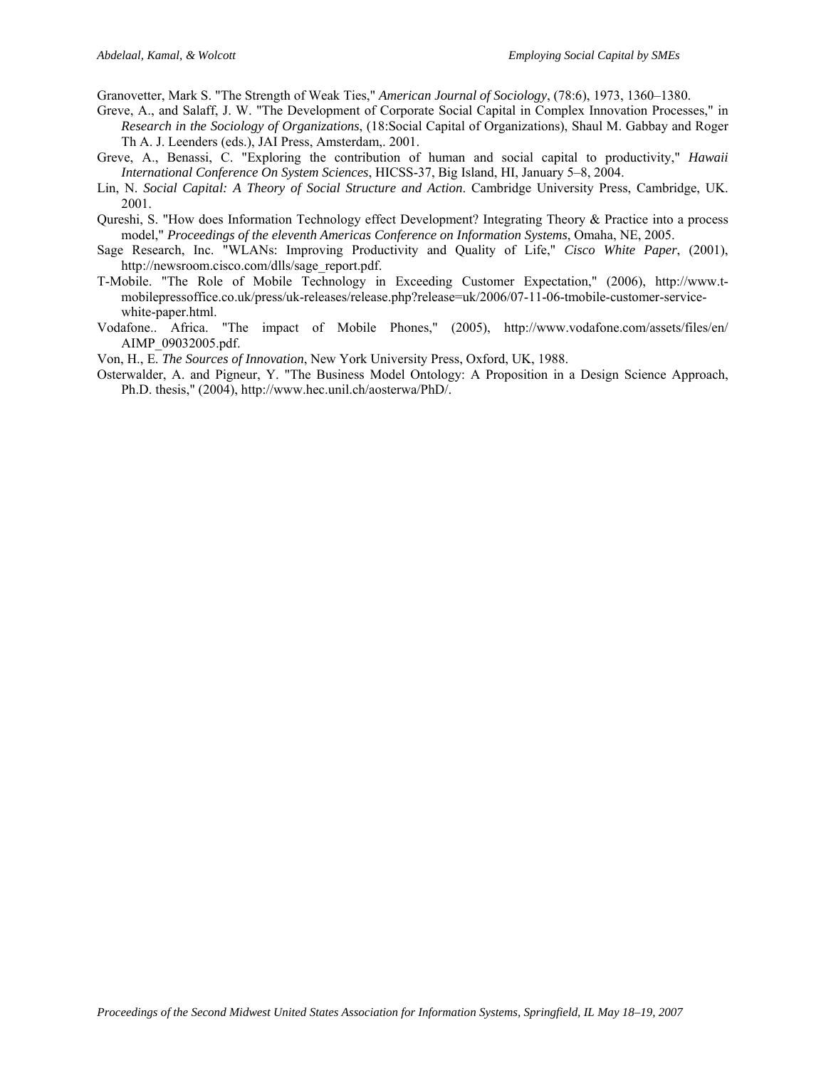Granovetter, Mark S. "The Strength of Weak Ties," *American Journal of Sociology*, (78:6), 1973, 1360–1380.

Greve, A., and Salaff, J. W. "The Development of Corporate Social Capital in Complex Innovation Processes," in *Research in the Sociology of Organizations*, (18:Social Capital of Organizations), Shaul M. Gabbay and Roger Th A. J. Leenders (eds.), JAI Press, Amsterdam,. 2001.

Greve, A., Benassi, C. "Exploring the contribution of human and social capital to productivity," *Hawaii International Conference On System Sciences*, HICSS-37, Big Island, HI, January 5–8, 2004.

Lin, N. *Social Capital: A Theory of Social Structure and Action*. Cambridge University Press, Cambridge, UK. 2001.

Qureshi, S. "How does Information Technology effect Development? Integrating Theory & Practice into a process model," *Proceedings of the eleventh Americas Conference on Information Systems*, Omaha, NE, 2005.

Sage Research, Inc. "WLANs: Improving Productivity and Quality of Life," *Cisco White Paper*, (2001), http://newsroom.cisco.com/dlls/sage_report.pdf.

T-Mobile. "The Role of Mobile Technology in Exceeding Customer Expectation," (2006), http://www.t-mobilepressoffice.co.uk/press/uk-releases/release.php?release=uk/2006/07-11-06-tmobile-customer-service-white-paper.html.

Vodafone.. Africa. "The impact of Mobile Phones," (2005), http://www.vodafone.com/assets/files/en/AIMP_09032005.pdf.

Von, H., E. *The Sources of Innovation*, New York University Press, Oxford, UK, 1988.

Osterwalder, A. and Pigneur, Y. "The Business Model Ontology: A Proposition in a Design Science Approach, Ph.D. thesis," (2004), http://www.hec.unil.ch/aosterwa/PhD/.